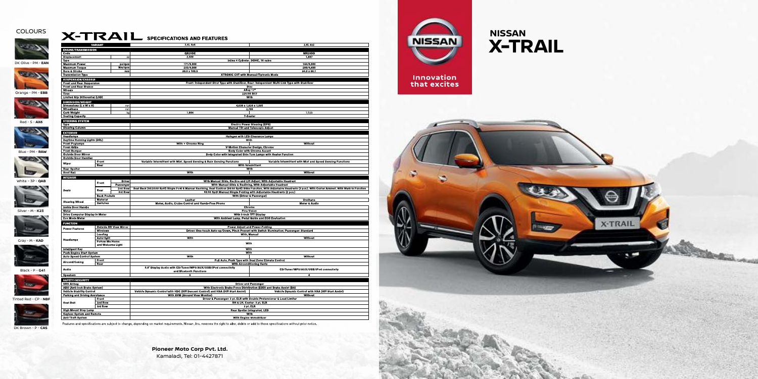## COLOURS

- DK Olive - PM - **EAN**
- Orange - PM - **EBB**
- Red - S - **AX6**
- Blue - PM - **RAW**
- White – 3P - **QAB**
- Silver - M - **K23**
- Gray - M - **KAD**
- Black - P - **G41**
- Tinted Red - CP - **NBF**
- DK Brown - P - **CAS**

# X-TRAIL SPECIFICATIONS AND FEATURES

| VARIANT | | | 2.5L 4x4 | 2.0L 4x2 |
|---|---|---|---|---|
| **ENGINE/TRANSMISSION** | | | | |
| Code | | | QR25DE | MR20DD |
| Displacement | | cc | 2,488 | 1,997 |
| Type | | | Inline 4 Cylinder, DOHC, 16 valve | |
| Maximum Power | | ps/rpm | 171/6,000 | 144/6,000 |
| Maximum Torque | | Nm/rpm | 233/4,000 | 200/4,400 |
| Bore & Stroke | | mm | 89.0 x 100.0 | 84.0 x 90.1 |
| Transmission Type | | | XTRONIC CVT with Manual/Tiptronic Mode | |
| **SUSPENSION/CHASSIS** | | | | |
| Front and Rear Suspension | | | Front: Independent Strut Type with Stabilizer, Rear: Independent Multi-Link Type with Stabilizer | |
| Front and Rear Brakes | | | Disc | |
| Wheels | | | Alloy 17" | |
| Tires | | | 225/65 R17 | |
| Limited Slip Differential (LSD) | | | With | |
| **DIMENSION/WEIGHT** | | | | |
| Dimensions (L x W x H) | | mm | 4,690 x 1,820 x 1,695 | |
| Wheelbase | | mm | 2,706 | |
| Curb Weight | | kg | 1,604 | 1,525 |
| Seating Capacity | | | 7-Seater | |
| **STEERING SYSTEM** | | | | |
| Type | | | Electric Power Steering (EPS) | |
| Steering Column | | | Manual Tilt and Telescopic Adjust | |
| **EXTERIOR** | | | | |
| Headlamps | | | Halogen with LED Clearance Lamps | |
| Daytime Running Lights (DRL) | | | With | |
| Front Foglamps | | | With + Chrome Ring | Without |
| Front Grille | | | V-Motion Character Design, Chrome | |
| Front Bumper | | | Body Color with Chrome Accent | |
| Outside Door Mirror | | | Body Color with Integrated Side Turn Lamps with Heater Function | |
| Outside Door Handles | | | | |
| Wiper | Front | | Variable Intermittent with Mist, Speed Sensing & Rain Sensing Functions | Variable Intermittent with Mist and Speed Sensing Functions |
| | Rear | | With Intermittent | |
| Rear Spoiler | | | With | |
| Roof Rail | | | With | Without |
| **INTERIOR** | | | | |
| Seats | Front | Driver | With Manual Slide, Recline and Lift Adjust; With Adjustable Headrest | |
| | | Passenger | With Manual Slide & Reclining, With Adjustable Headrest | |
| | Rear | 2nd Row | Seat Back (60:20:40 Split) Single Fold & Manual Reclining, Seat Cushion (60:40 Split) Slide Function, With Adjustable Headrests (3 pcs.), With Center Armrest, With Walk-in Function | |
| | | 3rd Row | 50:50 Split Manual Single Folding with Adjustable Headrests (2 pcs.) | |
| | Back Pockets | | With (Driver & Passenger) | |
| Steering Wheel | Material | | Leather | Urethane |
| | Switches | | Meter, Audio, Cruise Control and Hands-Free Phone | Meter & Audio |
| Inside Door Handle | | | Chrome | |
| Meter | | | Fine Vision | |
| Drive Computer Display in Meter | | | With 5-inch TFT Display | |
| Eco Mode Meter | | | With Ambient Lamp, Pedal Guide and ECO Evaluation | |
| **FUNCTION** | | | | |
| Power Features | Outside RR View Mirror | | Power Adjust and Power-Folding | |
| | Windows | | Driver: One-touch Auto-up/Down, Pinch Prevent with Switch Illumination; Passenger: Standard | |
| Headlamps | Leveling | | With, Manual | |
| | Auto-light | | With | Without |
| | Follow Me Home and Welcome Light | | With | |
| Intelligent Key | | | With | |
| Push Engine Start System | | | With | |
| Auto Speed Control System | | | With | Without |
| Airconditioning | Front | | Full Auto, Push Type with Dual Zone Climate Control | |
| | Rear | | With Airconditioning Vents | |
| Audio | | | 5.0" Display Audio with CD/Tuner/MP3/AUX/USB/iPod connectivity and Bluetooth Functions | CD/Tuner/MP3/AUX/USB/iPod connectivity |
| Speakers | | | 6 | 4 |
| **SAFETY/SECURITY** | | | | |
| SRS Airbag | | | Driver and Passenger | |
| ABS (Anti-lock Brake System) | | | With Electronic Brake Force Distribution (EBD) and Brake Assist (BA) | |
| Vehicle Stability Control | | | Vehicle Dynamic Control with HDC (Hill Descent Control) and HSA (Hill Start Assist) | Vehicle Dynamic Control with HSA (Hill Start Assist) |
| Parking and Driving Assistance | | | With AVM (Around View Monitor) | Without |
| Seat Belt | Front | | Driver & Passenger: 3 pt. ELR with Double Pretensioner & Load Limiter | |
| | 2nd Row | | RH & LH, Center: 3 pt. ELR | |
| | 3rd Row | | 3 pt. ELR | |
| High Mount Stop Lamp | | | Rear Spoiler Integrated, LED | |
| Keyless System and Remote | | | With | |
| Anti-Theft System | | | With Engine Immobilizer | |

Features and specifications are subject to change, depending on market requirements. Nissan, Inc. reserves the right to alter, delete or add to these specifications without prior notice.

**Pioneer Moto Corp Pvt. Ltd.**
Kamaladi, Tel: 01-4427871

NISSAN

**Innovation that excites**

# NISSAN X-TRAIL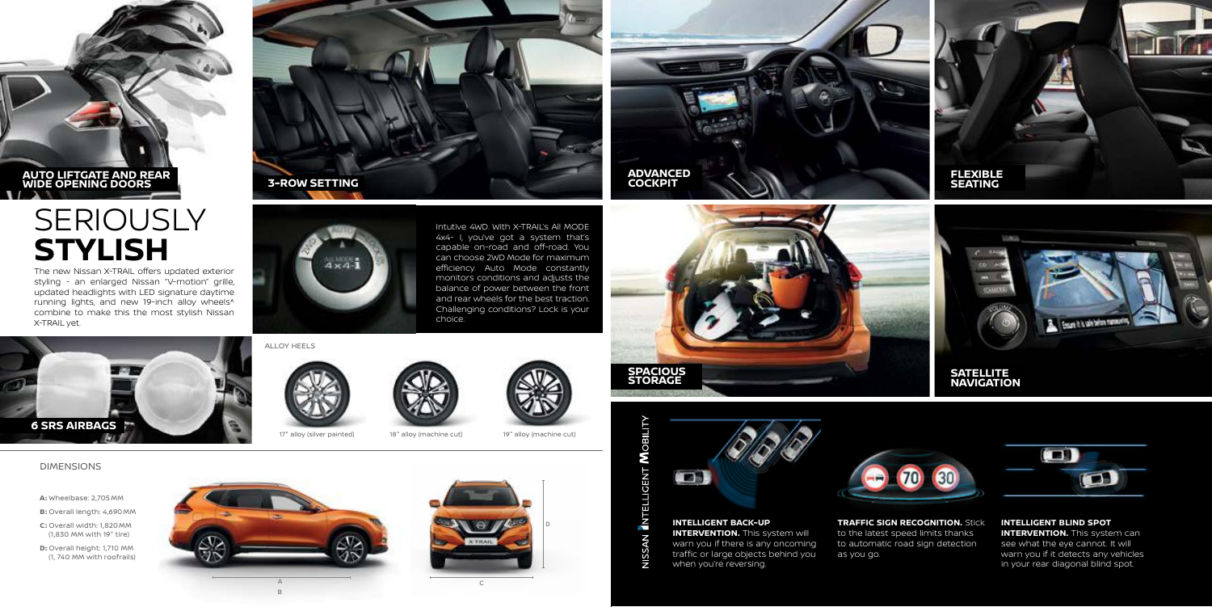AUTO LIFTGATE AND REAR WIDE OPENING DOORS

3-ROW SETTING

ADVANCED COCKPIT

FLEXIBLE SEATING

# SERIOUSLY **STYLISH**

The new Nissan X-TRAIL offers updated exterior styling - an enlarged Nissan "V-motion" grille, updated headlights with LED signature daytime running lights, and new 19-inch alloy wheels^ combine to make this the most stylish Nissan X-TRAIL yet.

Intutive 4WD. With X-TRAIL's All MODE 4x4- I, you've got a system that's capable on-road and off-road. You can choose 2WD Mode for maximum efficiency. Auto Mode constantly monitors conditions and adjusts the balance of power between the front and rear wheels for the best traction. Challenging conditions? Lock is your choice.

SPACIOUS STORAGE

SATELLITE NAVIGATION

6 SRS AIRBAGS

ALLOY HEELS

17" alloy (silver painted)

18" alloy (machine cut)

19" alloy (machine cut)

NISSAN INTELLIGENT MOBILITY

**INTELLIGENT BACK-UP INTERVENTION.** This system will warn you if there is any oncoming traffic or large objects behind you when you're reversing.

**TRAFFIC SIGN RECOGNITION.** Stick to the latest speed limits thanks to automatic road sign detection as you go.

**INTELLIGENT BLIND SPOT INTERVENTION.** This system can see what the eye cannot. It will warn you if it detects any vehicles in your rear diagonal blind spot.

## DIMENSIONS

- **A:** Wheelbase: 2,705 MM
- **B:** Overall length: 4,690 MM
- **C:** Overall width: 1,820 MM (1,830 MM with 19" tire)
- **D:** Overall height: 1,710 MM (1, 740 MM with roofrails)